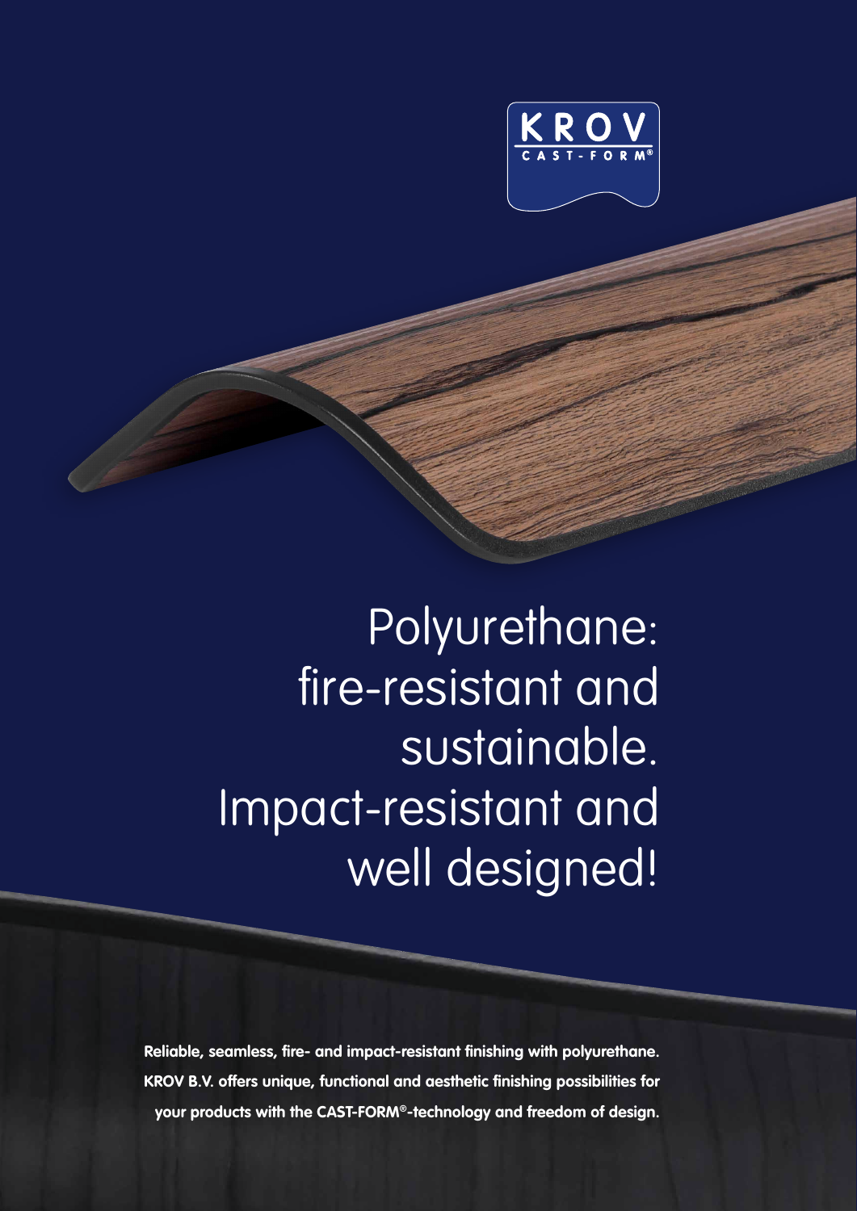KROV CAST-FORM®

# Polyurethane: fire-resistant and sustainable. Impact-resistant and well designed!

**Reliable, seamless, fire- and impact-resistant finishing with polyurethane. KROV B.V. offers unique, functional and aesthetic finishing possibilities for your products with the CAST-FORM®-technology and freedom of design.**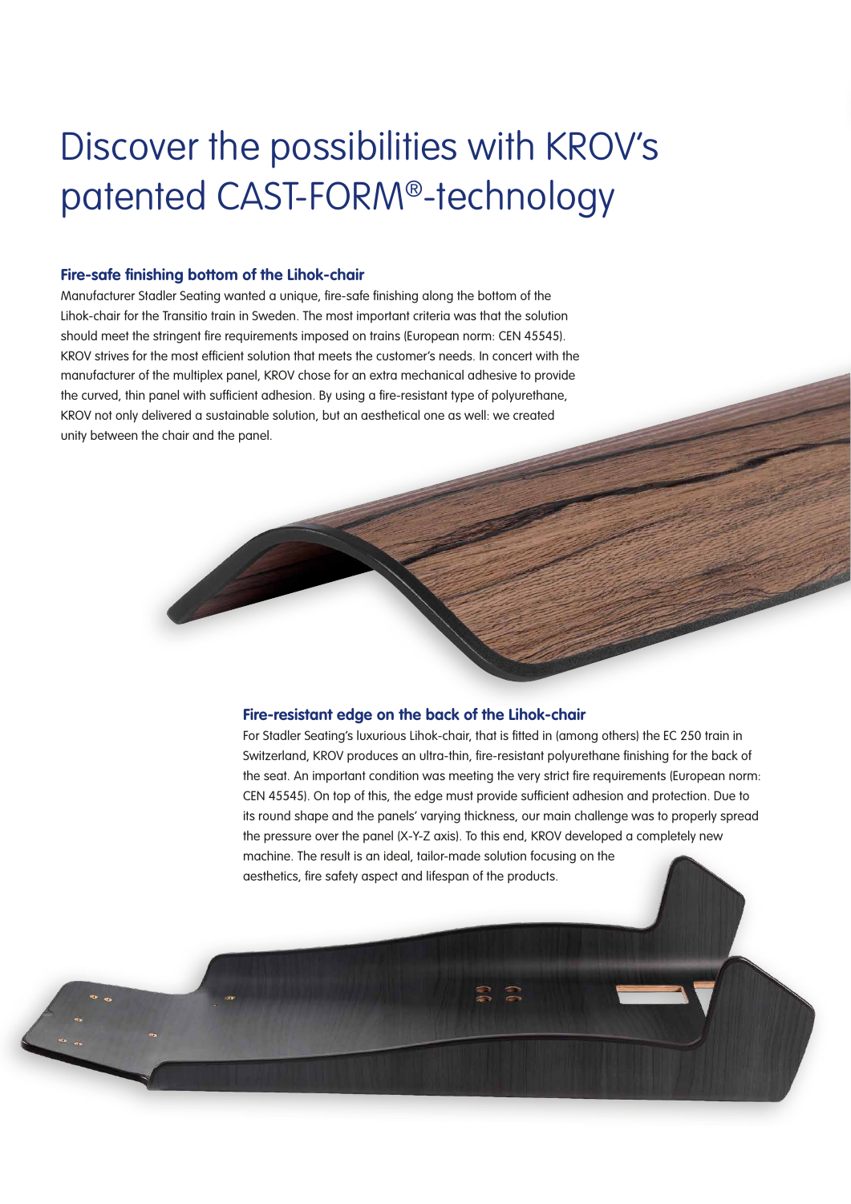# Discover the possibilities with KROV's patented CAST-FORM®-technology

**Fire-safe finishing bottom of the Lihok-chair**

Manufacturer Stadler Seating wanted a unique, fire-safe finishing along the bottom of the Lihok-chair for the Transitio train in Sweden. The most important criteria was that the solution should meet the stringent fire requirements imposed on trains (European norm: CEN 45545). KROV strives for the most efficient solution that meets the customer's needs. In concert with the manufacturer of the multiplex panel, KROV chose for an extra mechanical adhesive to provide the curved, thin panel with sufficient adhesion. By using a fire-resistant type of polyurethane, KROV not only delivered a sustainable solution, but an aesthetical one as well: we created unity between the chair and the panel.

**Fire-resistant edge on the back of the Lihok-chair**

For Stadler Seating's luxurious Lihok-chair, that is fitted in (among others) the EC 250 train in Switzerland, KROV produces an ultra-thin, fire-resistant polyurethane finishing for the back of the seat. An important condition was meeting the very strict fire requirements (European norm: CEN 45545). On top of this, the edge must provide sufficient adhesion and protection. Due to its round shape and the panels' varying thickness, our main challenge was to properly spread the pressure over the panel (X-Y-Z axis). To this end, KROV developed a completely new machine. The result is an ideal, tailor-made solution focusing on the aesthetics, fire safety aspect and lifespan of the products.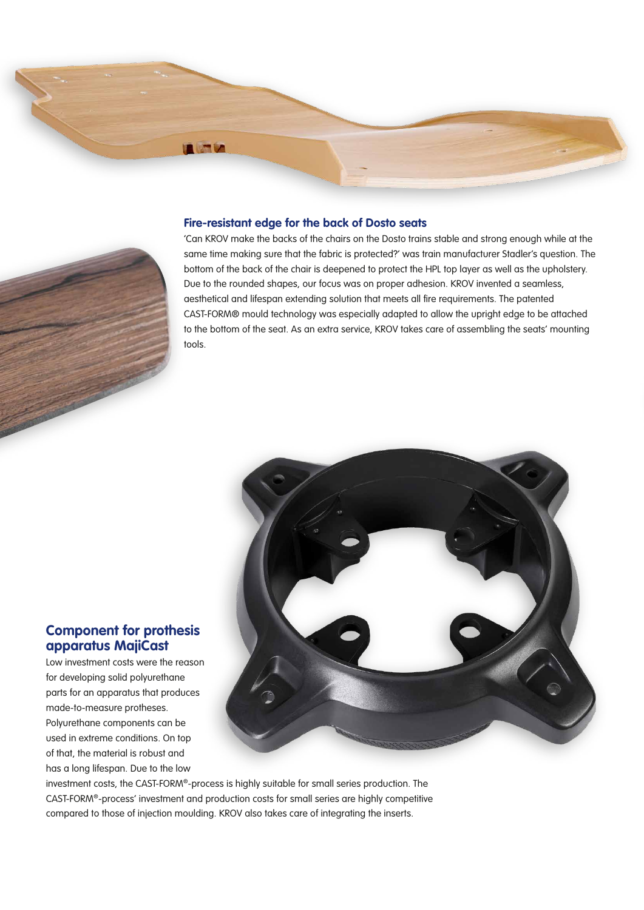## Fire-resistant edge for the back of Dosto seats

'Can KROV make the backs of the chairs on the Dosto trains stable and strong enough while at the same time making sure that the fabric is protected?' was train manufacturer Stadler's question. The bottom of the back of the chair is deepened to protect the HPL top layer as well as the upholstery. Due to the rounded shapes, our focus was on proper adhesion. KROV invented a seamless, aesthetical and lifespan extending solution that meets all fire requirements. The patented CAST-FORM® mould technology was especially adapted to allow the upright edge to be attached to the bottom of the seat. As an extra service, KROV takes care of assembling the seats' mounting tools.

## Component for prothesis apparatus MajiCast

Low investment costs were the reason for developing solid polyurethane parts for an apparatus that produces made-to-measure protheses. Polyurethane components can be used in extreme conditions. On top of that, the material is robust and has a long lifespan. Due to the low investment costs, the CAST-FORM®-process is highly suitable for small series production. The CAST-FORM®-process' investment and production costs for small series are highly competitive compared to those of injection moulding. KROV also takes care of integrating the inserts.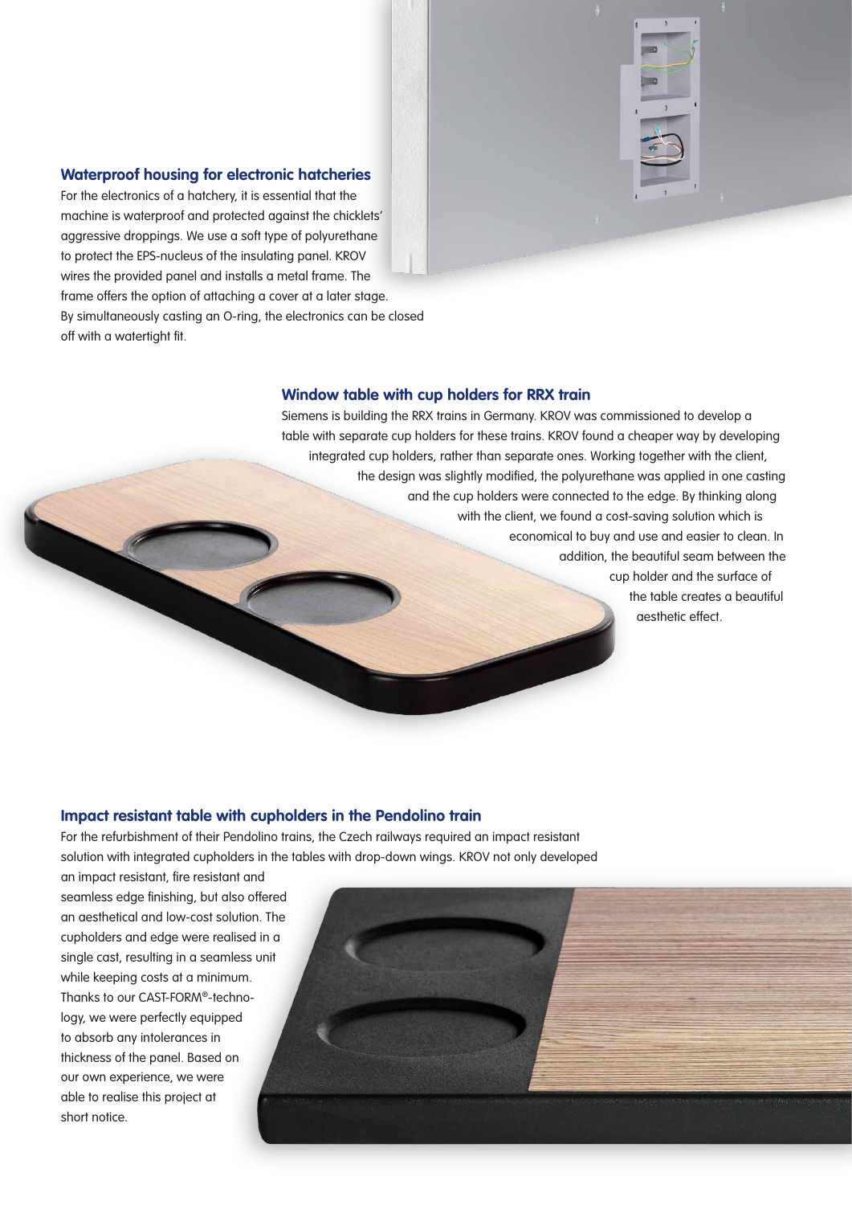### Waterproof housing for electronic hatcheries

For the electronics of a hatchery, it is essential that the machine is waterproof and protected against the chicklets' aggressive droppings. We use a soft type of polyurethane to protect the EPS-nucleus of the insulating panel. KROV wires the provided panel and installs a metal frame. The frame offers the option of attaching a cover at a later stage. By simultaneously casting an O-ring, the electronics can be closed off with a watertight fit.

### Window table with cup holders for RRX train

Siemens is building the RRX trains in Germany. KROV was commissioned to develop a table with separate cup holders for these trains. KROV found a cheaper way by developing integrated cup holders, rather than separate ones. Working together with the client, the design was slightly modified, the polyurethane was applied in one casting and the cup holders were connected to the edge. By thinking along with the client, we found a cost-saving solution which is economical to buy and use and easier to clean. In addition, the beautiful seam between the cup holder and the surface of the table creates a beautiful aesthetic effect.

### Impact resistant table with cupholders in the Pendolino train

For the refurbishment of their Pendolino trains, the Czech railways required an impact resistant solution with integrated cupholders in the tables with drop-down wings. KROV not only developed an impact resistant, fire resistant and seamless edge finishing, but also offered an aesthetical and low-cost solution. The cupholders and edge were realised in a single cast, resulting in a seamless unit while keeping costs at a minimum. Thanks to our CAST-FORM®-technology, we were perfectly equipped to absorb any intolerances in thickness of the panel. Based on our own experience, we were able to realise this project at short notice.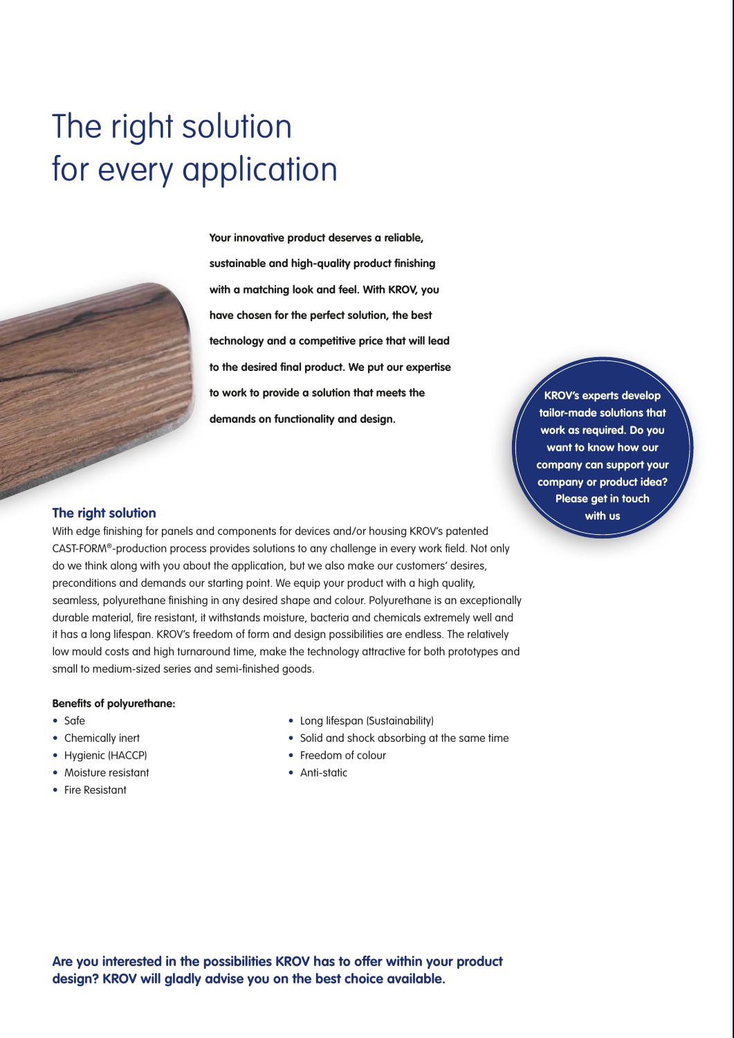# The right solution for every application

**Your innovative product deserves a reliable, sustainable and high-quality product finishing with a matching look and feel. With KROV, you have chosen for the perfect solution, the best technology and a competitive price that will lead to the desired final product. We put our expertise to work to provide a solution that meets the demands on functionality and design.**

**KROV's experts develop tailor-made solutions that work as required. Do you want to know how our company can support your company or product idea? Please get in touch with us**

## The right solution

With edge finishing for panels and components for devices and/or housing KROV's patented CAST-FORM®-production process provides solutions to any challenge in every work field. Not only do we think along with you about the application, but we also make our customers' desires, preconditions and demands our starting point. We equip your product with a high quality, seamless, polyurethane finishing in any desired shape and colour. Polyurethane is an exceptionally durable material, fire resistant, it withstands moisture, bacteria and chemicals extremely well and it has a long lifespan. KROV's freedom of form and design possibilities are endless. The relatively low mould costs and high turnaround time, make the technology attractive for both prototypes and small to medium-sized series and semi-finished goods.

**Benefits of polyurethane:**

- Safe
- Chemically inert
- Hygienic (HACCP)
- Moisture resistant
- Fire Resistant
- Long lifespan (Sustainability)
- Solid and shock absorbing at the same time
- Freedom of colour
- Anti-static

**Are you interested in the possibilities KROV has to offer within your product design? KROV will gladly advise you on the best choice available.**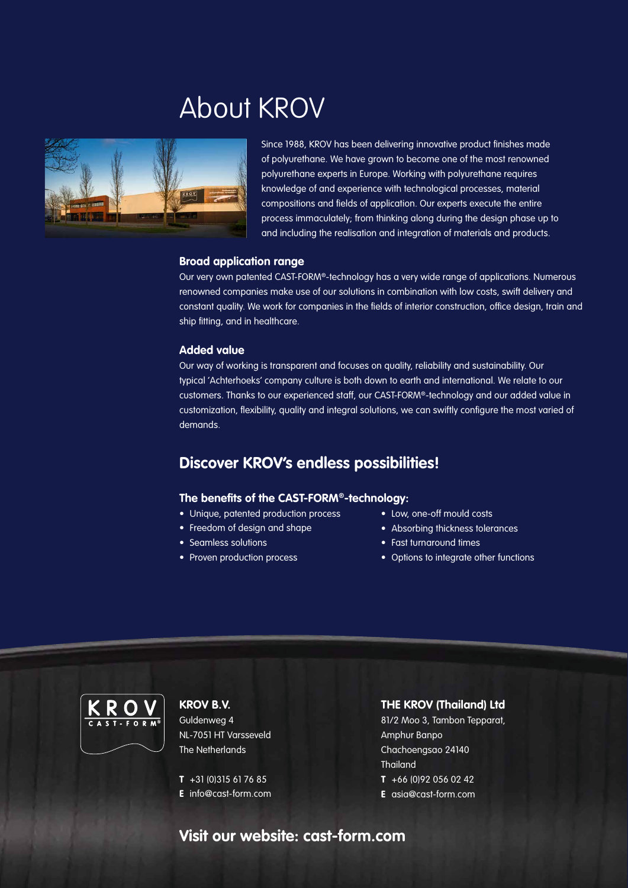# About KROV

Since 1988, KROV has been delivering innovative product finishes made of polyurethane. We have grown to become one of the most renowned polyurethane experts in Europe. Working with polyurethane requires knowledge of and experience with technological processes, material compositions and fields of application. Our experts execute the entire process immaculately; from thinking along during the design phase up to and including the realisation and integration of materials and products.

### Broad application range

Our very own patented CAST-FORM®-technology has a very wide range of applications. Numerous renowned companies make use of our solutions in combination with low costs, swift delivery and constant quality. We work for companies in the fields of interior construction, office design, train and ship fitting, and in healthcare.

### Added value

Our way of working is transparent and focuses on quality, reliability and sustainability. Our typical 'Achterhoeks' company culture is both down to earth and international. We relate to our customers. Thanks to our experienced staff, our CAST-FORM®-technology and our added value in customization, flexibility, quality and integral solutions, we can swiftly configure the most varied of demands.

## Discover KROV's endless possibilities!

### The benefits of the CAST-FORM®-technology:

- Unique, patented production process
- Freedom of design and shape
- Seamless solutions
- Proven production process
- Low, one-off mould costs
- Absorbing thickness tolerances
- Fast turnaround times
- Options to integrate other functions

**KROV B.V.**
Guldenweg 4
NL-7051 HT Varsseveld
The Netherlands

**T** +31 (0)315 61 76 85
**E** info@cast-form.com

**THE KROV (Thailand) Ltd**
81/2 Moo 3, Tambon Tepparat,
Amphur Banpo
Chachoengsao 24140
Thailand
**T** +66 (0)92 056 02 42
**E** asia@cast-form.com

## Visit our website: cast-form.com